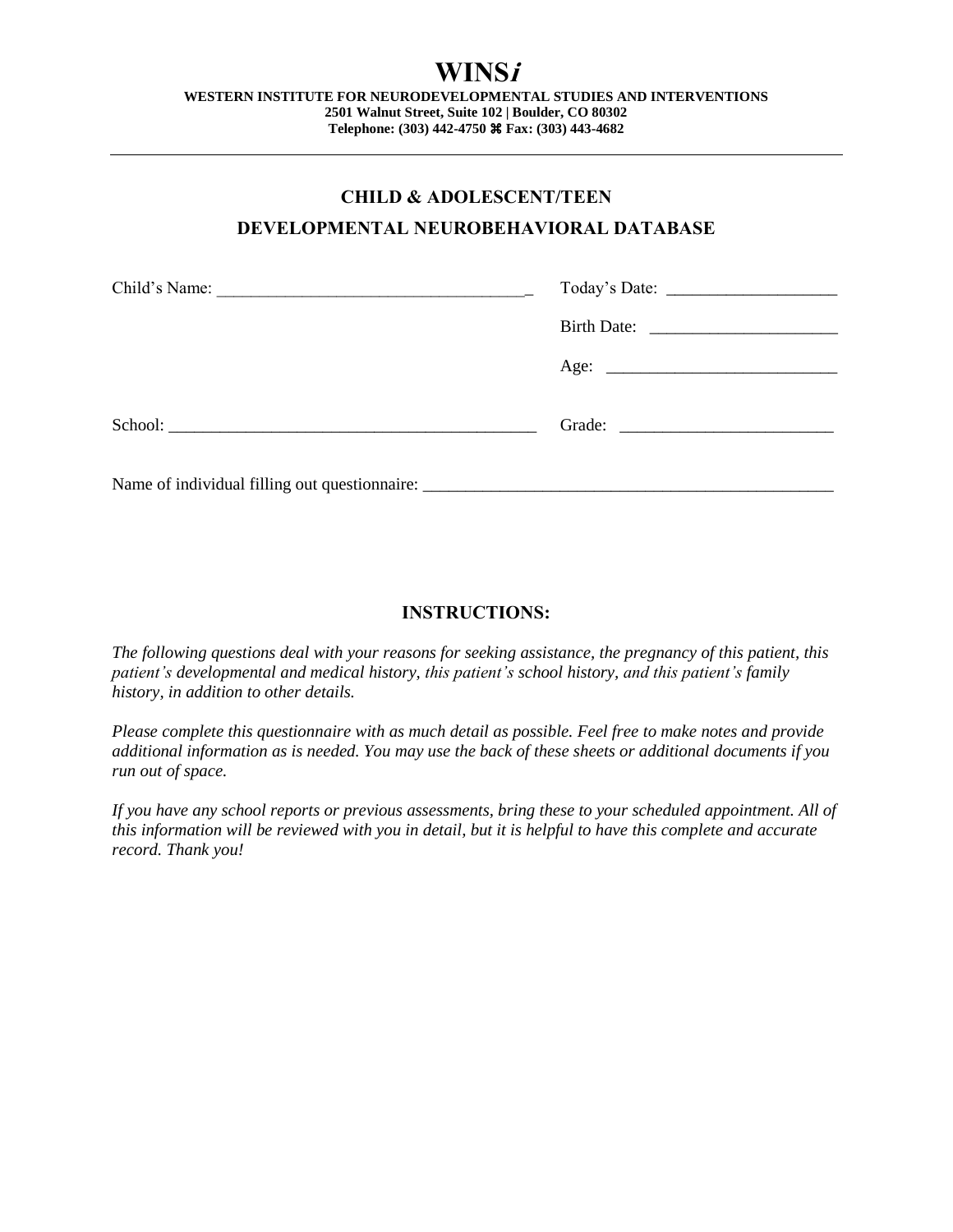# WINS*i*

**WESTERN INSTITUTE FOR NEURODEVELOPMENTAL STUDIES AND INTERVENTIONS**
**2501 Walnut Street, Suite 102 | Boulder, CO 80302**
**Telephone: (303) 442-4750 ⌘ Fax: (303) 443-4682**

---

## CHILD & ADOLESCENT/TEEN

## DEVELOPMENTAL NEUROBEHAVIORAL DATABASE

Child's Name: ____________________________________ Today's Date: ___________________

Birth Date: _____________________

Age: __________________________

School: ___________________________________________ Grade: ________________________

Name of individual filling out questionnaire: ________________________________________________

### INSTRUCTIONS:

*The following questions deal with your reasons for seeking assistance, the pregnancy of this patient, this patient's developmental and medical history, this patient's school history, and this patient's family history, in addition to other details.*

*Please complete this questionnaire with as much detail as possible. Feel free to make notes and provide additional information as is needed. You may use the back of these sheets or additional documents if you run out of space.*

*If you have any school reports or previous assessments, bring these to your scheduled appointment. All of this information will be reviewed with you in detail, but it is helpful to have this complete and accurate record. Thank you!*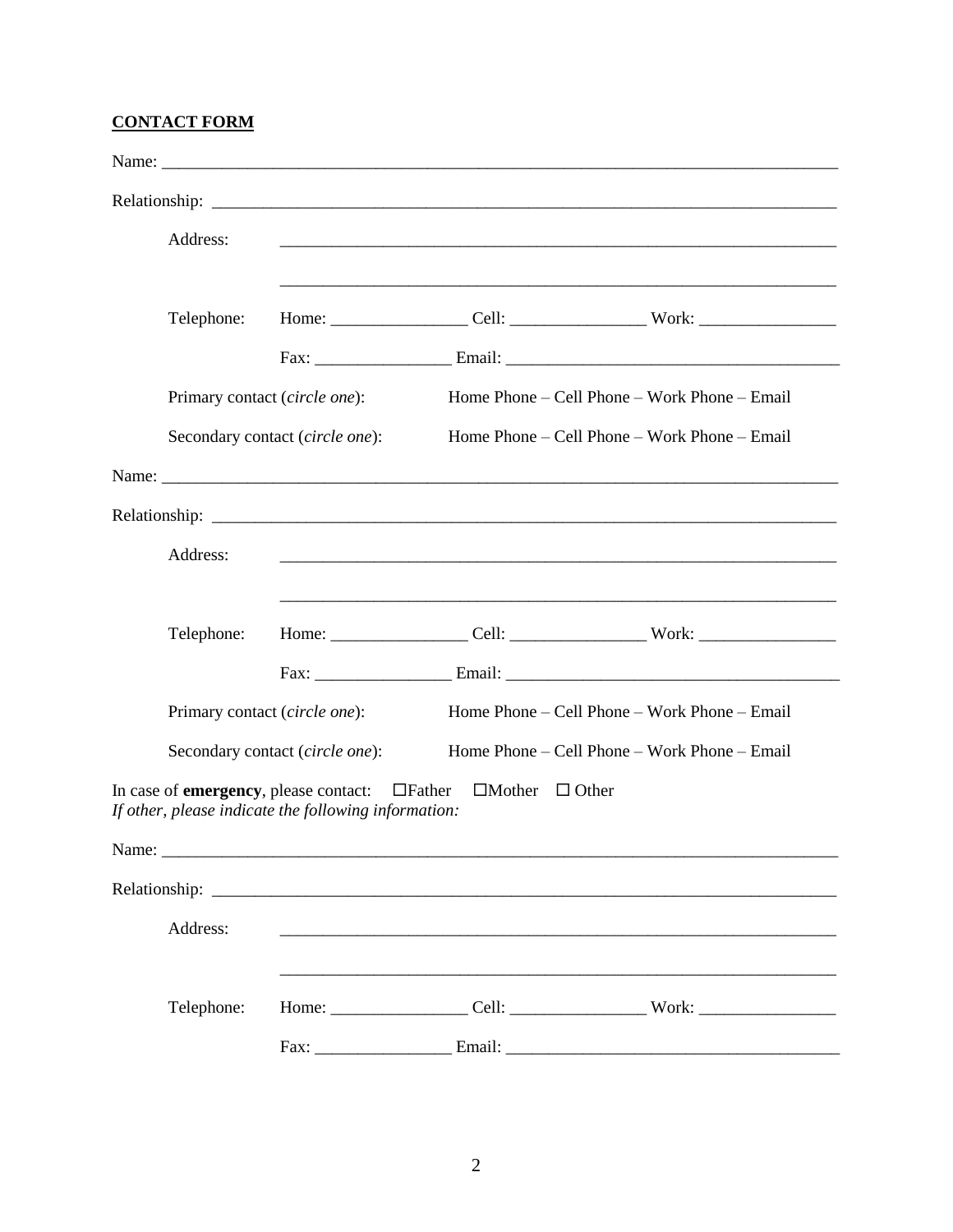**CONTACT FORM**

Name: ______________________________________________________________________________

Relationship: _________________________________________________________________________

Address: ______________________________________________________________________

______________________________________________________________________

Telephone: Home: ________________ Cell: ________________ Work: ________________

Fax: ________________ Email: ________________________________________

Primary contact (*circle one*): Home Phone – Cell Phone – Work Phone – Email

Secondary contact (*circle one*): Home Phone – Cell Phone – Work Phone – Email

Name: ______________________________________________________________________________

Relationship: _________________________________________________________________________

Address: ______________________________________________________________________

______________________________________________________________________

Telephone: Home: ________________ Cell: ________________ Work: ________________

Fax: ________________ Email: ________________________________________

Primary contact (*circle one*): Home Phone – Cell Phone – Work Phone – Email

Secondary contact (*circle one*): Home Phone – Cell Phone – Work Phone – Email

In case of **emergency**, please contact: ☐Father ☐Mother ☐ Other
*If other, please indicate the following information:*

Name: ______________________________________________________________________________

Relationship: _________________________________________________________________________

Address: ______________________________________________________________________

______________________________________________________________________

Telephone: Home: ________________ Cell: ________________ Work: ________________

Fax: ________________ Email: ________________________________________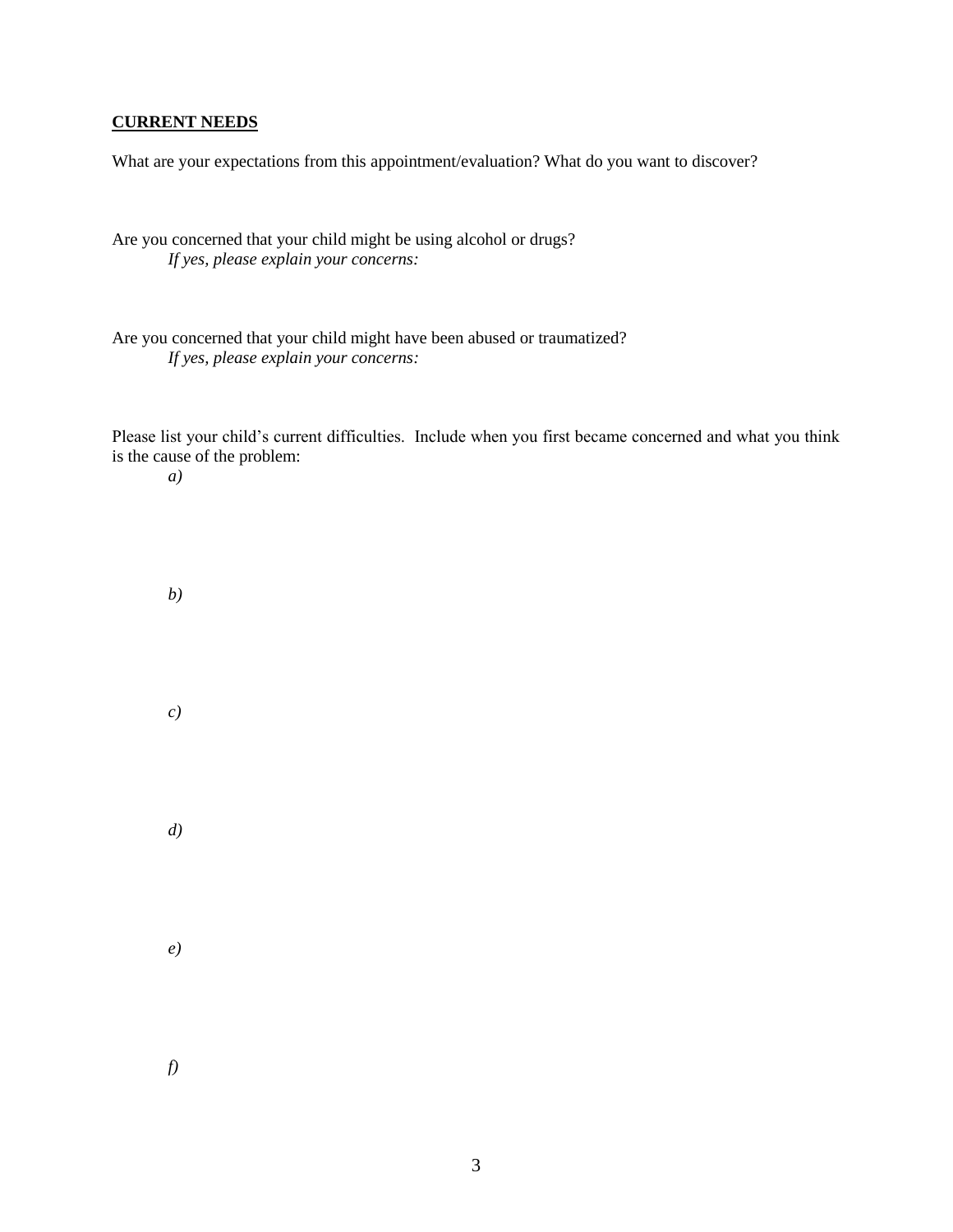**CURRENT NEEDS**

What are your expectations from this appointment/evaluation? What do you want to discover?

Are you concerned that your child might be using alcohol or drugs?

*If yes, please explain your concerns:*

Are you concerned that your child might have been abused or traumatized?

*If yes, please explain your concerns:*

Please list your child's current difficulties. Include when you first became concerned and what you think is the cause of the problem:

*a)*

*b)*

*c)*

*d)*

*e)*

*f)*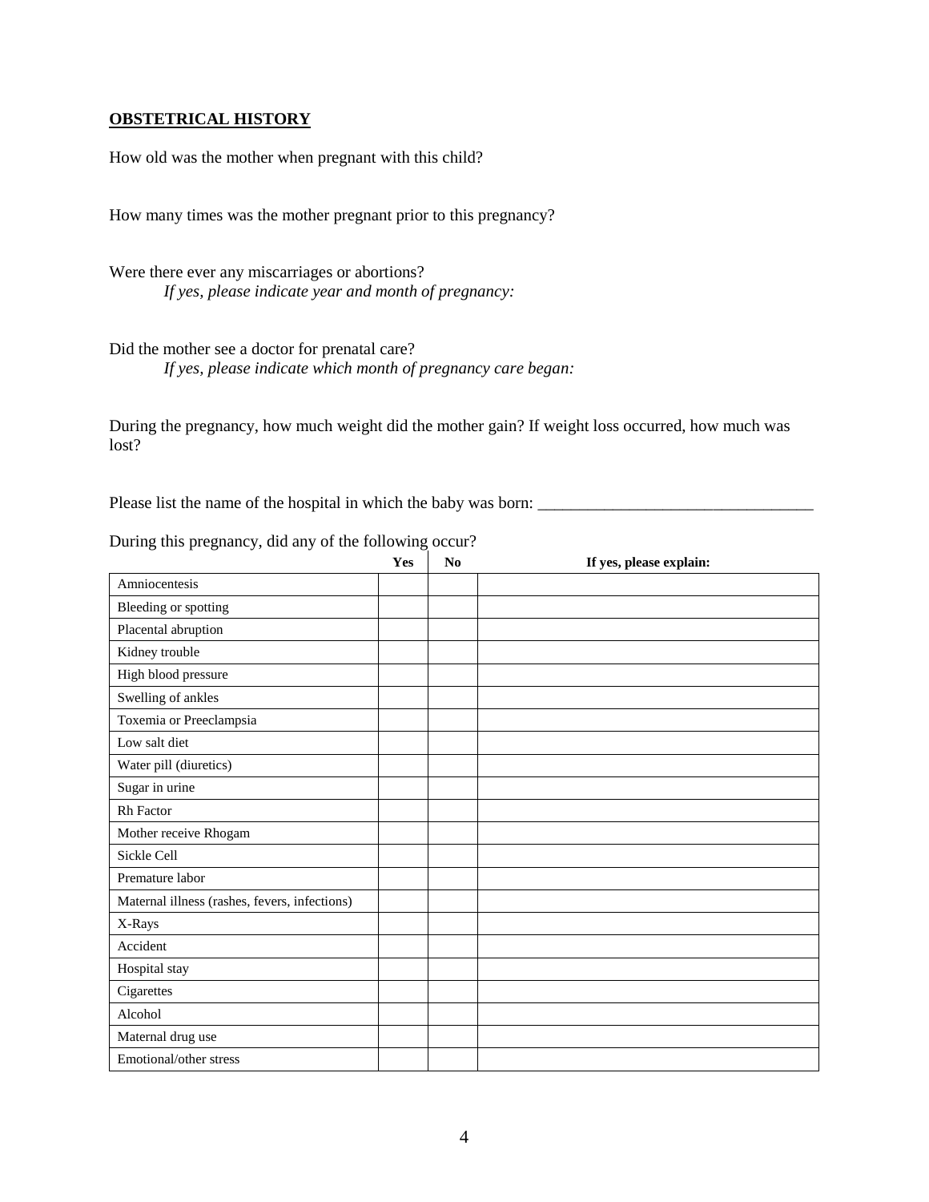**OBSTETRICAL HISTORY**

How old was the mother when pregnant with this child?

How many times was the mother pregnant prior to this pregnancy?

Were there ever any miscarriages or abortions?

*If yes, please indicate year and month of pregnancy:*

Did the mother see a doctor for prenatal care?

*If yes, please indicate which month of pregnancy care began:*

During the pregnancy, how much weight did the mother gain? If weight loss occurred, how much was lost?

Please list the name of the hospital in which the baby was born: _________________________________

During this pregnancy, did any of the following occur?

| | Yes | No | If yes, please explain: |
|---|---|---|---|
| Amniocentesis | | | |
| Bleeding or spotting | | | |
| Placental abruption | | | |
| Kidney trouble | | | |
| High blood pressure | | | |
| Swelling of ankles | | | |
| Toxemia or Preeclampsia | | | |
| Low salt diet | | | |
| Water pill (diuretics) | | | |
| Sugar in urine | | | |
| Rh Factor | | | |
| Mother receive Rhogam | | | |
| Sickle Cell | | | |
| Premature labor | | | |
| Maternal illness (rashes, fevers, infections) | | | |
| X-Rays | | | |
| Accident | | | |
| Hospital stay | | | |
| Cigarettes | | | |
| Alcohol | | | |
| Maternal drug use | | | |
| Emotional/other stress | | | |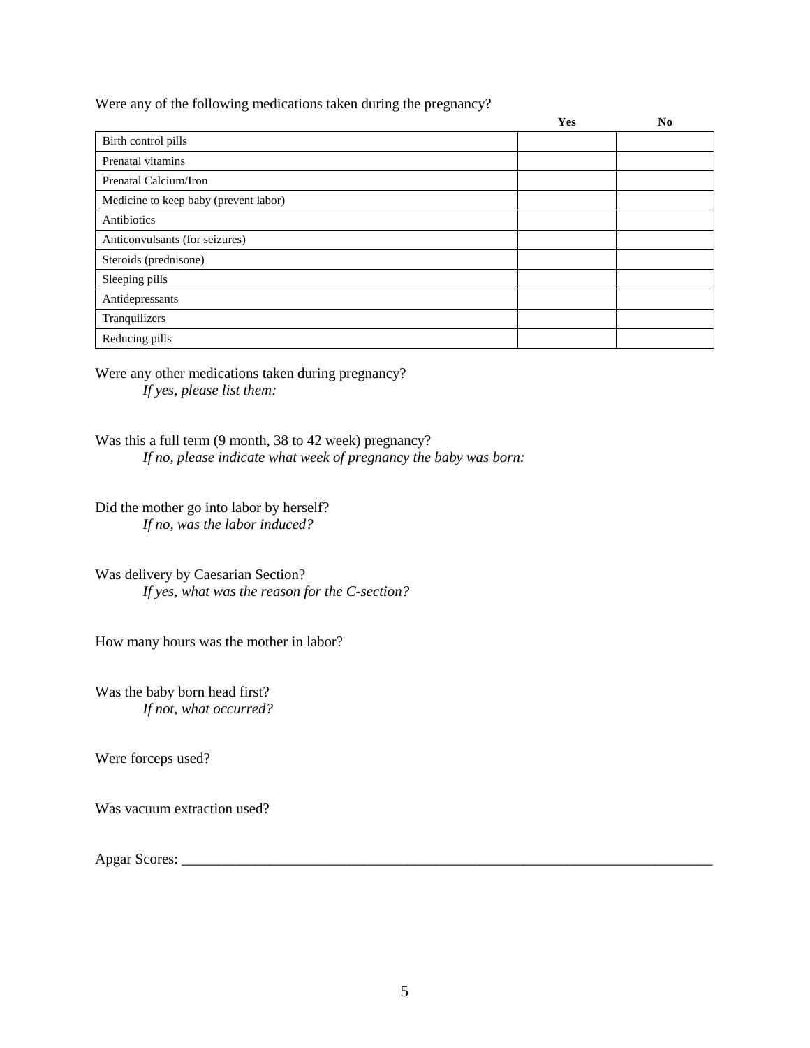Were any of the following medications taken during the pregnancy?

| | Yes | No |
|---|---|---|
| Birth control pills | | |
| Prenatal vitamins | | |
| Prenatal Calcium/Iron | | |
| Medicine to keep baby (prevent labor) | | |
| Antibiotics | | |
| Anticonvulsants (for seizures) | | |
| Steroids (prednisone) | | |
| Sleeping pills | | |
| Antidepressants | | |
| Tranquilizers | | |
| Reducing pills | | |

Were any other medications taken during pregnancy?

*If yes, please list them:*

Was this a full term (9 month, 38 to 42 week) pregnancy?

*If no, please indicate what week of pregnancy the baby was born:*

Did the mother go into labor by herself?

*If no, was the labor induced?*

Was delivery by Caesarian Section?

*If yes, what was the reason for the C-section?*

How many hours was the mother in labor?

Was the baby born head first?

*If not, what occurred?*

Were forceps used?

Was vacuum extraction used?

Apgar Scores: ___________________________________________________________________________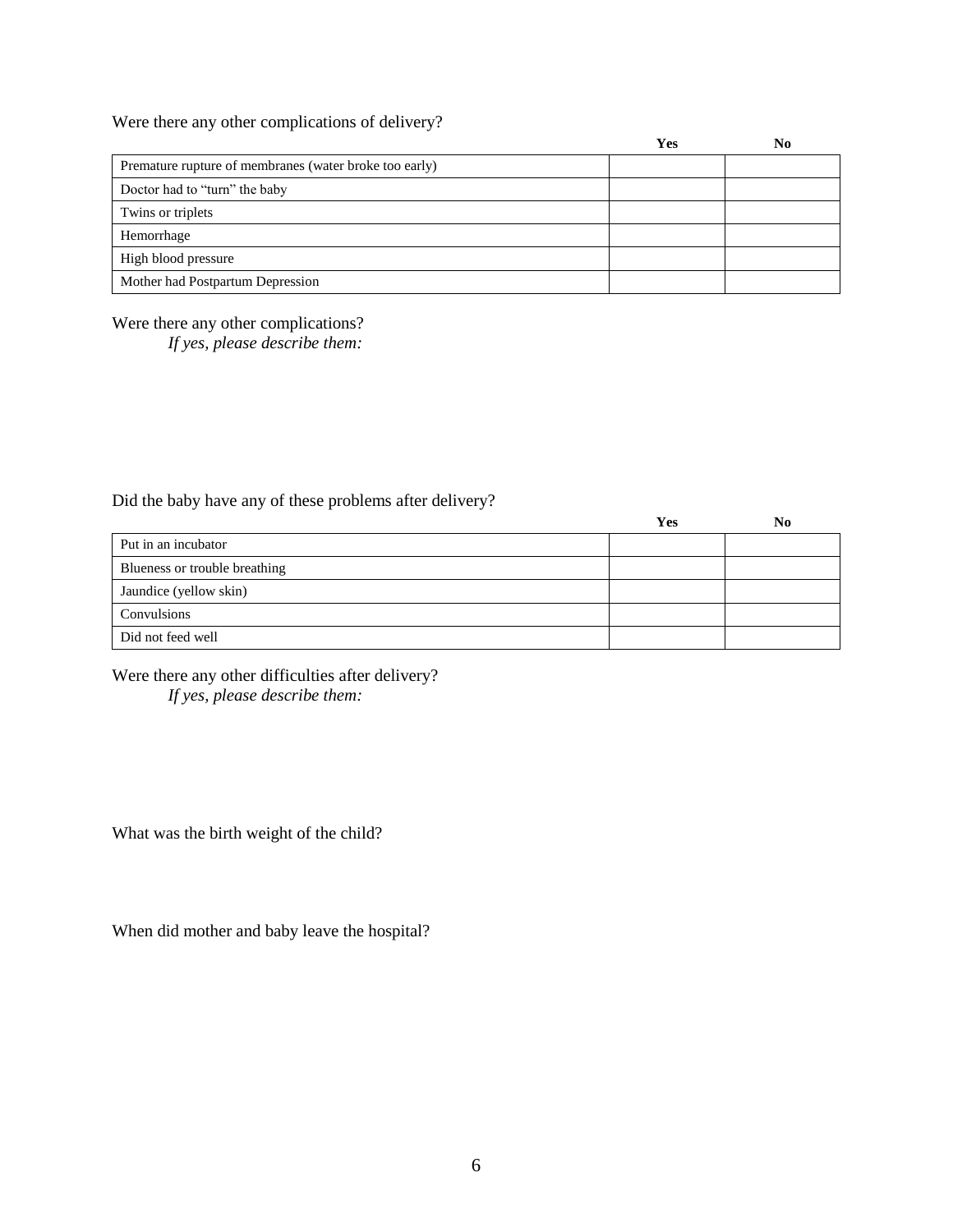Were there any other complications of delivery?

| | Yes | No |
|---|---|---|
| Premature rupture of membranes (water broke too early) | | |
| Doctor had to "turn" the baby | | |
| Twins or triplets | | |
| Hemorrhage | | |
| High blood pressure | | |
| Mother had Postpartum Depression | | |

Were there any other complications?

*If yes, please describe them:*

Did the baby have any of these problems after delivery?

| | Yes | No |
|---|---|---|
| Put in an incubator | | |
| Blueness or trouble breathing | | |
| Jaundice (yellow skin) | | |
| Convulsions | | |
| Did not feed well | | |

Were there any other difficulties after delivery?

*If yes, please describe them:*

What was the birth weight of the child?

When did mother and baby leave the hospital?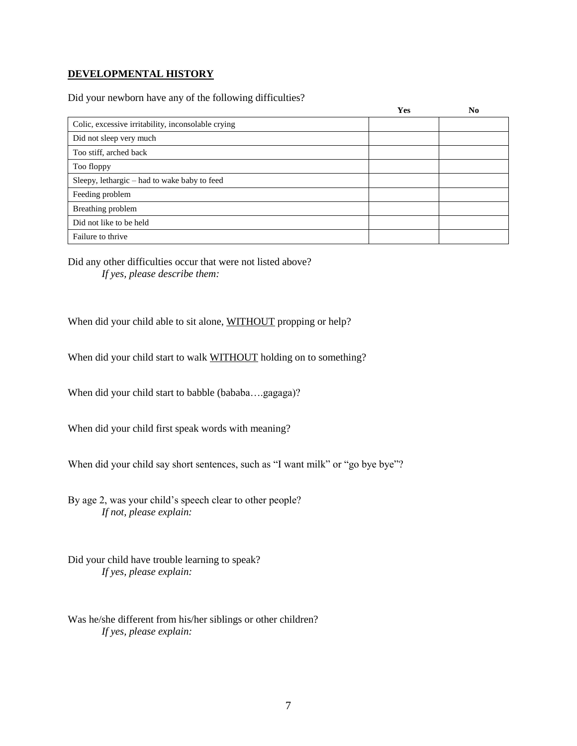## DEVELOPMENTAL HISTORY

Did your newborn have any of the following difficulties?

| | Yes | No |
|---|---|---|
| Colic, excessive irritability, inconsolable crying | | |
| Did not sleep very much | | |
| Too stiff, arched back | | |
| Too floppy | | |
| Sleepy, lethargic – had to wake baby to feed | | |
| Feeding problem | | |
| Breathing problem | | |
| Did not like to be held | | |
| Failure to thrive | | |

Did any other difficulties occur that were not listed above?

*If yes, please describe them:*

When did your child able to sit alone, WITHOUT propping or help?

When did your child start to walk WITHOUT holding on to something?

When did your child start to babble (bababa….gagaga)?

When did your child first speak words with meaning?

When did your child say short sentences, such as "I want milk" or "go bye bye"?

By age 2, was your child's speech clear to other people?

*If not, please explain:*

Did your child have trouble learning to speak?

*If yes, please explain:*

Was he/she different from his/her siblings or other children?

*If yes, please explain:*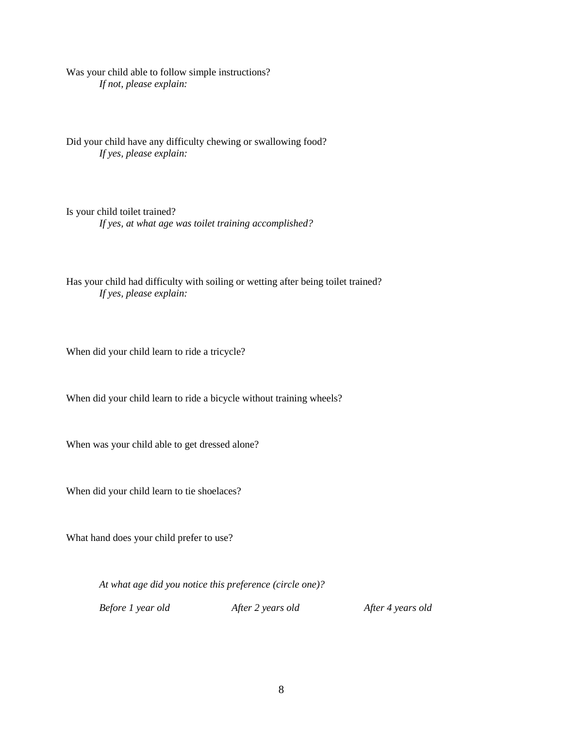Was your child able to follow simple instructions?

*If not, please explain:*

Did your child have any difficulty chewing or swallowing food?

*If yes, please explain:*

Is your child toilet trained?

*If yes, at what age was toilet training accomplished?*

Has your child had difficulty with soiling or wetting after being toilet trained?

*If yes, please explain:*

When did your child learn to ride a tricycle?

When did your child learn to ride a bicycle without training wheels?

When was your child able to get dressed alone?

When did your child learn to tie shoelaces?

What hand does your child prefer to use?

*At what age did you notice this preference (circle one)?*

*Before 1 year old* *After 2 years old* *After 4 years old*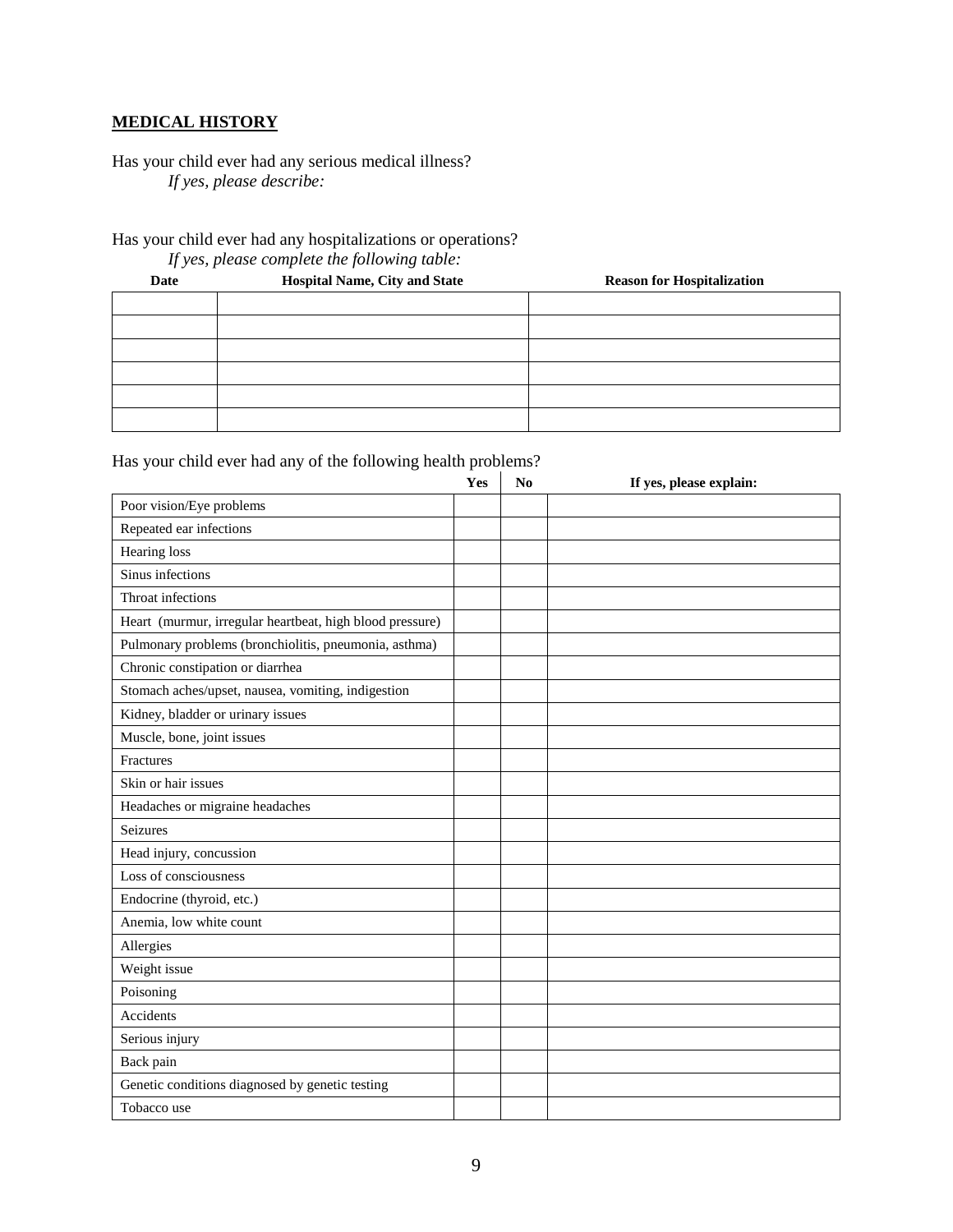**MEDICAL HISTORY**

Has your child ever had any serious medical illness?

*If yes, please describe:*

Has your child ever had any hospitalizations or operations?

*If yes, please complete the following table:*

| Date | Hospital Name, City and State | Reason for Hospitalization |
|---|---|---|
| | | |
| | | |
| | | |
| | | |
| | | |
| | | |

Has your child ever had any of the following health problems?

| | Yes | No | If yes, please explain: |
|---|---|---|---|
| Poor vision/Eye problems | | | |
| Repeated ear infections | | | |
| Hearing loss | | | |
| Sinus infections | | | |
| Throat infections | | | |
| Heart (murmur, irregular heartbeat, high blood pressure) | | | |
| Pulmonary problems (bronchiolitis, pneumonia, asthma) | | | |
| Chronic constipation or diarrhea | | | |
| Stomach aches/upset, nausea, vomiting, indigestion | | | |
| Kidney, bladder or urinary issues | | | |
| Muscle, bone, joint issues | | | |
| Fractures | | | |
| Skin or hair issues | | | |
| Headaches or migraine headaches | | | |
| Seizures | | | |
| Head injury, concussion | | | |
| Loss of consciousness | | | |
| Endocrine (thyroid, etc.) | | | |
| Anemia, low white count | | | |
| Allergies | | | |
| Weight issue | | | |
| Poisoning | | | |
| Accidents | | | |
| Serious injury | | | |
| Back pain | | | |
| Genetic conditions diagnosed by genetic testing | | | |
| Tobacco use | | | |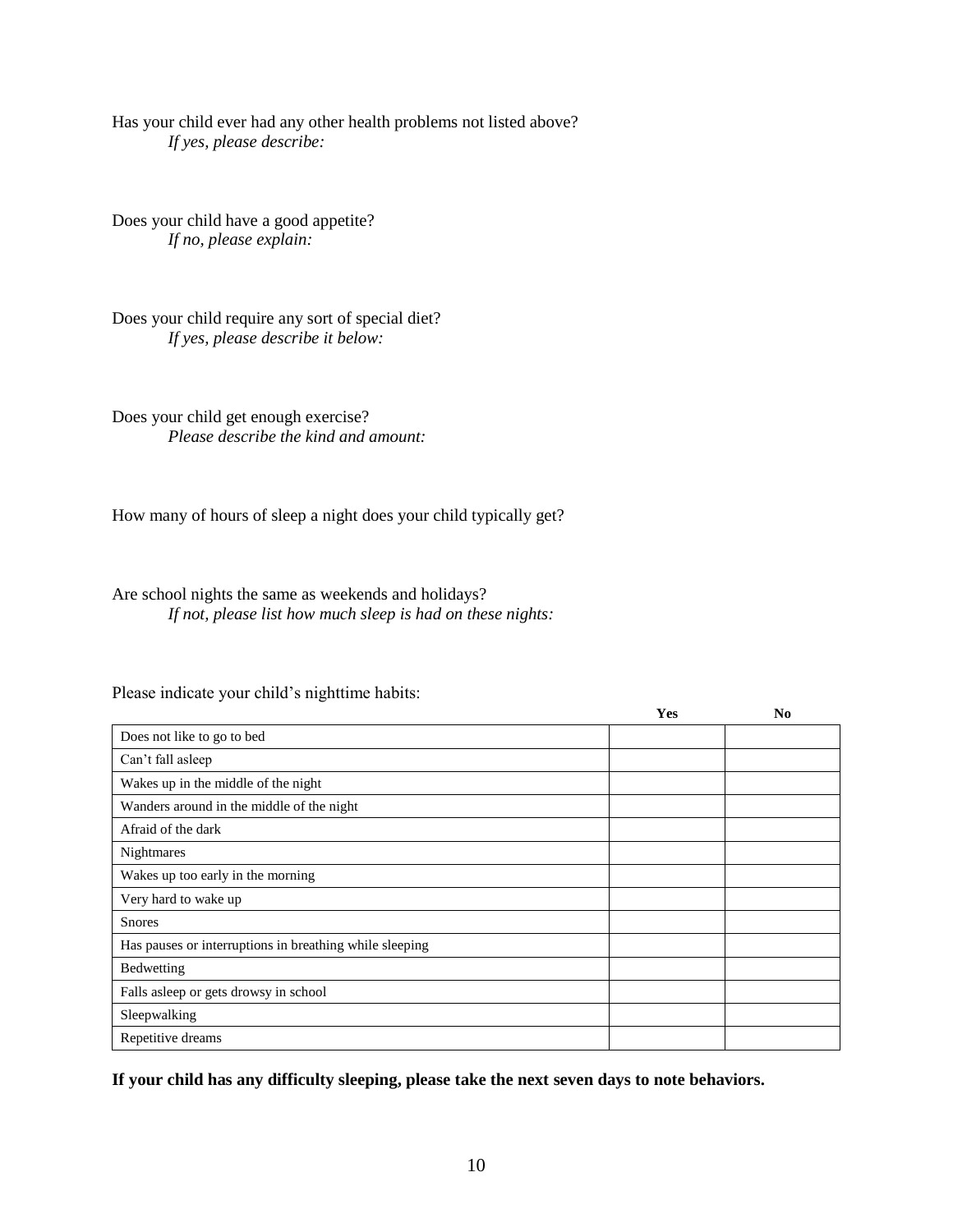Has your child ever had any other health problems not listed above?

*If yes, please describe:*

Does your child have a good appetite?

*If no, please explain:*

Does your child require any sort of special diet?

*If yes, please describe it below:*

Does your child get enough exercise?

*Please describe the kind and amount:*

How many of hours of sleep a night does your child typically get?

Are school nights the same as weekends and holidays?

*If not, please list how much sleep is had on these nights:*

Please indicate your child's nighttime habits:

| | **Yes** | **No** |
|---|---|---|
| Does not like to go to bed | | |
| Can't fall asleep | | |
| Wakes up in the middle of the night | | |
| Wanders around in the middle of the night | | |
| Afraid of the dark | | |
| Nightmares | | |
| Wakes up too early in the morning | | |
| Very hard to wake up | | |
| Snores | | |
| Has pauses or interruptions in breathing while sleeping | | |
| Bedwetting | | |
| Falls asleep or gets drowsy in school | | |
| Sleepwalking | | |
| Repetitive dreams | | |

**If your child has any difficulty sleeping, please take the next seven days to note behaviors.**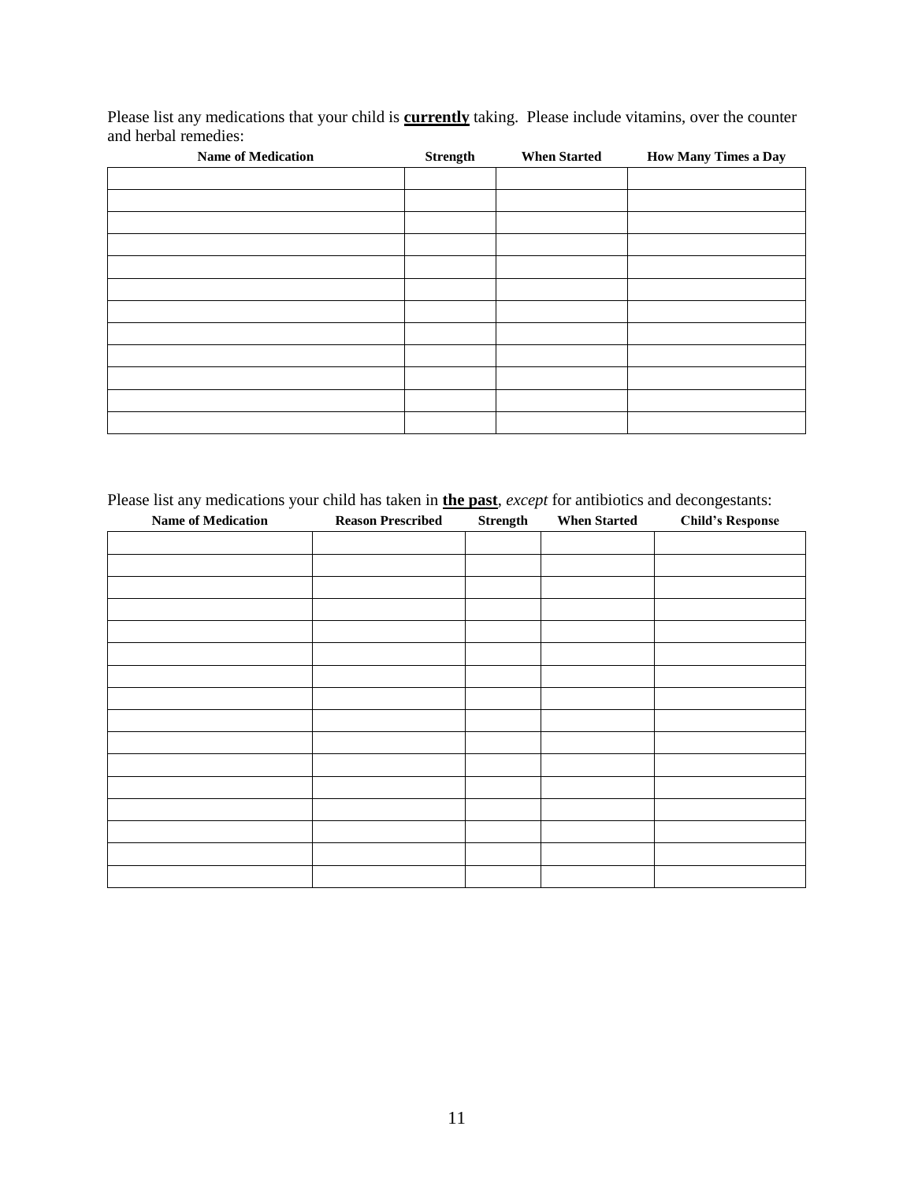Please list any medications that your child is **currently** taking.  Please include vitamins, over the counter and herbal remedies:

| Name of Medication | Strength | When Started | How Many Times a Day |
|---|---|---|---|
| | | | |
| | | | |
| | | | |
| | | | |
| | | | |
| | | | |
| | | | |
| | | | |
| | | | |
| | | | |
| | | | |
| | | | |

Please list any medications your child has taken in **the past**, *except* for antibiotics and decongestants:

| Name of Medication | Reason Prescribed | Strength | When Started | Child's Response |
|---|---|---|---|---|
| | | | | |
| | | | | |
| | | | | |
| | | | | |
| | | | | |
| | | | | |
| | | | | |
| | | | | |
| | | | | |
| | | | | |
| | | | | |
| | | | | |
| | | | | |
| | | | | |
| | | | | |
| | | | | |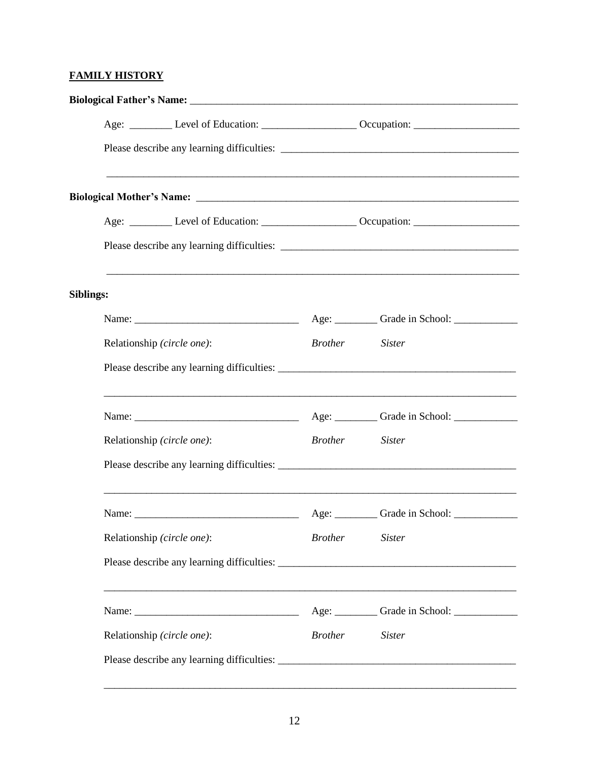**FAMILY HISTORY**

**Biological Father's Name:** ___________________________________________________________

Age: ________ Level of Education: __________________ Occupation: ____________________

Please describe any learning difficulties: _____________________________________________

_____________________________________________________________________________

**Biological Mother's Name:** __________________________________________________________

Age: ________ Level of Education: __________________ Occupation: ____________________

Please describe any learning difficulties: _____________________________________________

_____________________________________________________________________________

**Siblings:**

Name: _______________________________ Age: ________ Grade in School: ____________

Relationship *(circle one)*: *Brother* *Sister*

Please describe any learning difficulties: _____________________________________________

_____________________________________________________________________________

Name: _______________________________ Age: ________ Grade in School: ____________

Relationship *(circle one)*: *Brother* *Sister*

Please describe any learning difficulties: _____________________________________________

_____________________________________________________________________________

Name: _______________________________ Age: ________ Grade in School: ____________

Relationship *(circle one)*: *Brother* *Sister*

Please describe any learning difficulties: _____________________________________________

_____________________________________________________________________________

Name: _______________________________ Age: ________ Grade in School: ____________

Relationship *(circle one)*: *Brother* *Sister*

Please describe any learning difficulties: _____________________________________________

_____________________________________________________________________________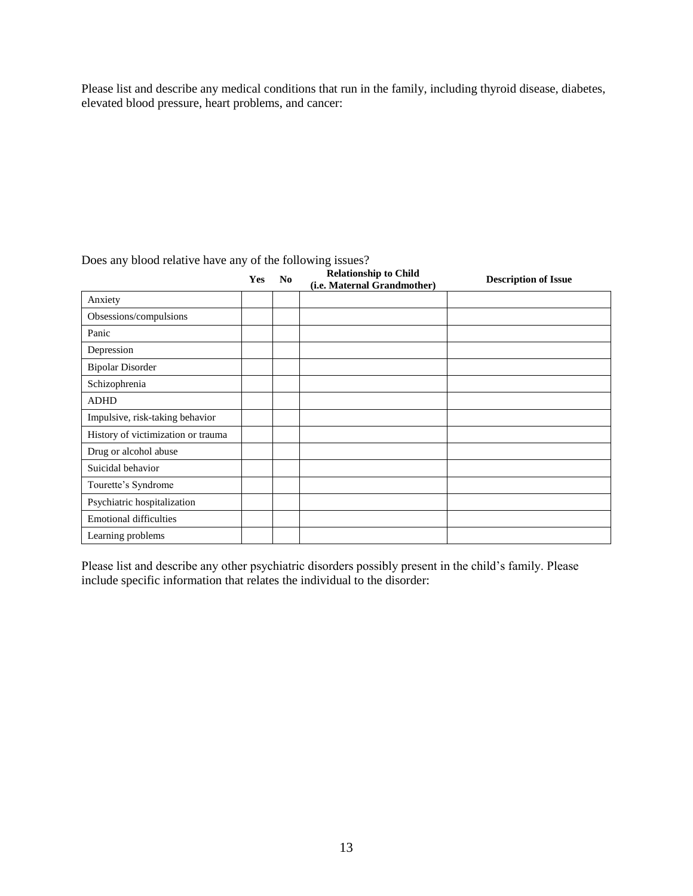Please list and describe any medical conditions that run in the family, including thyroid disease, diabetes, elevated blood pressure, heart problems, and cancer:

Does any blood relative have any of the following issues?

| | **Yes** | **No** | **Relationship to Child (i.e. Maternal Grandmother)** | **Description of Issue** |
|---|---|---|---|---|
| Anxiety | | | | |
| Obsessions/compulsions | | | | |
| Panic | | | | |
| Depression | | | | |
| Bipolar Disorder | | | | |
| Schizophrenia | | | | |
| ADHD | | | | |
| Impulsive, risk-taking behavior | | | | |
| History of victimization or trauma | | | | |
| Drug or alcohol abuse | | | | |
| Suicidal behavior | | | | |
| Tourette's Syndrome | | | | |
| Psychiatric hospitalization | | | | |
| Emotional difficulties | | | | |
| Learning problems | | | | |

Please list and describe any other psychiatric disorders possibly present in the child's family. Please include specific information that relates the individual to the disorder: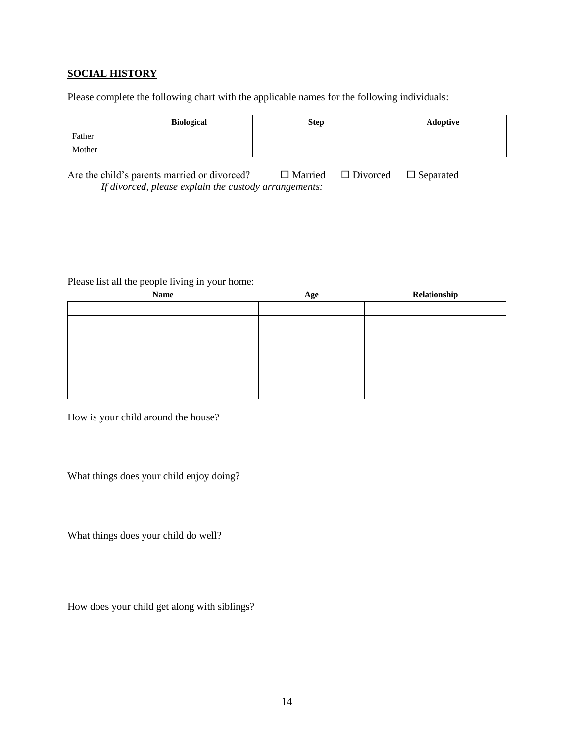## SOCIAL HISTORY

Please complete the following chart with the applicable names for the following individuals:

| | Biological | Step | Adoptive |
|---|---|---|---|
| Father | | | |
| Mother | | | |

Are the child's parents married or divorced? ☐ Married ☐ Divorced ☐ Separated

*If divorced, please explain the custody arrangements:*

Please list all the people living in your home:

| Name | Age | Relationship |
|---|---|---|
| | | |
| | | |
| | | |
| | | |
| | | |
| | | |
| | | |

How is your child around the house?

What things does your child enjoy doing?

What things does your child do well?

How does your child get along with siblings?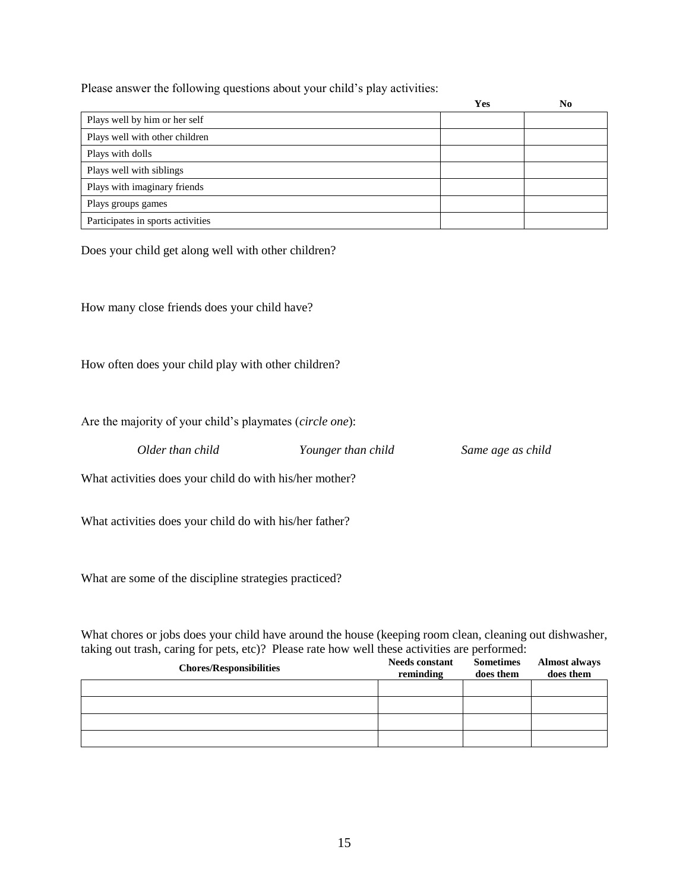Please answer the following questions about your child's play activities:

| | Yes | No |
|---|---|---|
| Plays well by him or her self | | |
| Plays well with other children | | |
| Plays with dolls | | |
| Plays well with siblings | | |
| Plays with imaginary friends | | |
| Plays groups games | | |
| Participates in sports activities | | |

Does your child get along well with other children?

How many close friends does your child have?

How often does your child play with other children?

Are the majority of your child's playmates (*circle one*):

*Older than child* *Younger than child* *Same age as child*

What activities does your child do with his/her mother?

What activities does your child do with his/her father?

What are some of the discipline strategies practiced?

What chores or jobs does your child have around the house (keeping room clean, cleaning out dishwasher, taking out trash, caring for pets, etc)? Please rate how well these activities are performed:

| Chores/Responsibilities | Needs constant reminding | Sometimes does them | Almost always does them |
|---|---|---|---|
| | | | |
| | | | |
| | | | |
| | | | |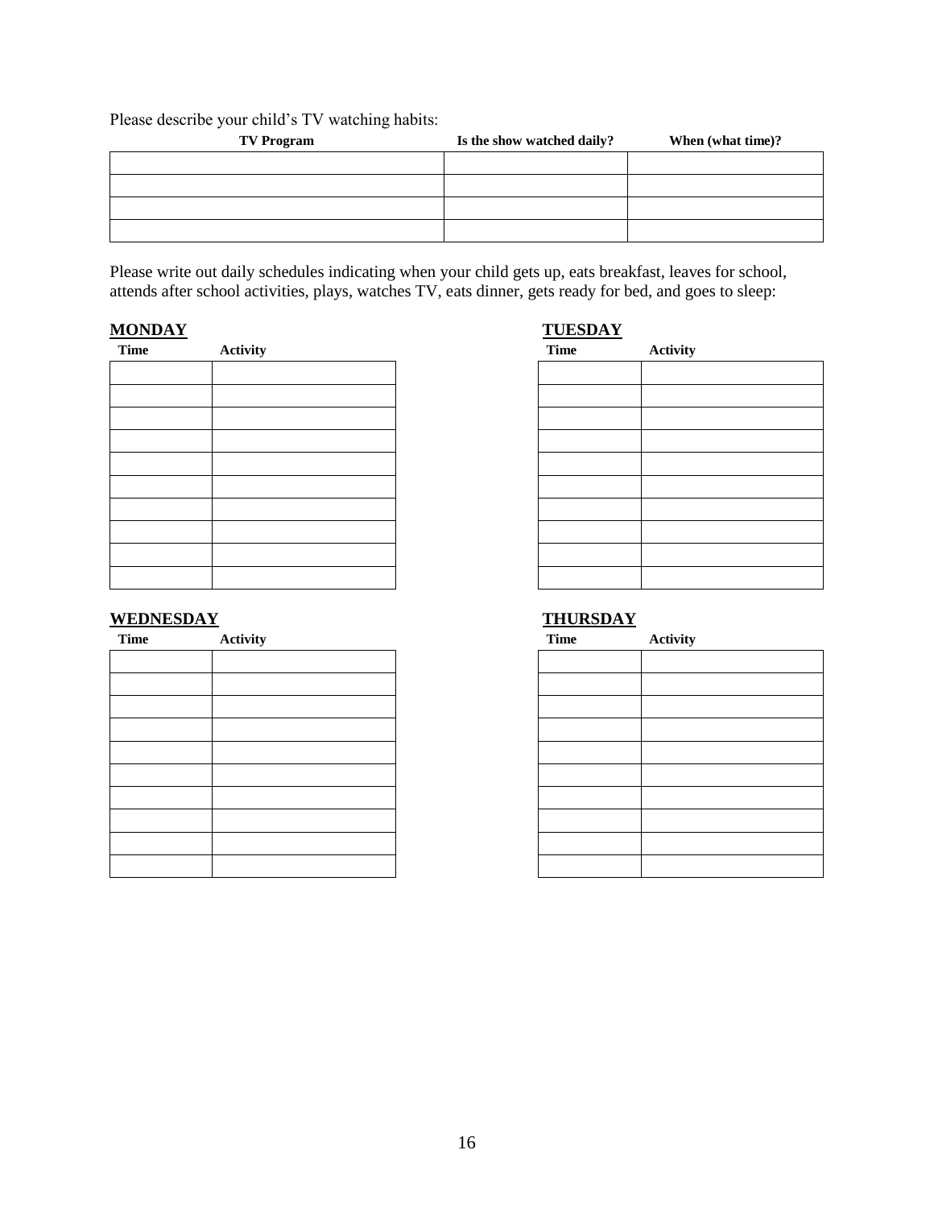Please describe your child's TV watching habits:

| TV Program | Is the show watched daily? | When (what time)? |
| --- | --- | --- |
| | | |
| | | |
| | | |
| | | |

Please write out daily schedules indicating when your child gets up, eats breakfast, leaves for school, attends after school activities, plays, watches TV, eats dinner, gets ready for bed, and goes to sleep:

**MONDAY**

| Time | Activity |
| --- | --- |
| | |
| | |
| | |
| | |
| | |
| | |
| | |
| | |
| | |
| | |

**TUESDAY**

| Time | Activity |
| --- | --- |
| | |
| | |
| | |
| | |
| | |
| | |
| | |
| | |
| | |
| | |

**WEDNESDAY**

| Time | Activity |
| --- | --- |
| | |
| | |
| | |
| | |
| | |
| | |
| | |
| | |
| | |
| | |

**THURSDAY**

| Time | Activity |
| --- | --- |
| | |
| | |
| | |
| | |
| | |
| | |
| | |
| | |
| | |
| | |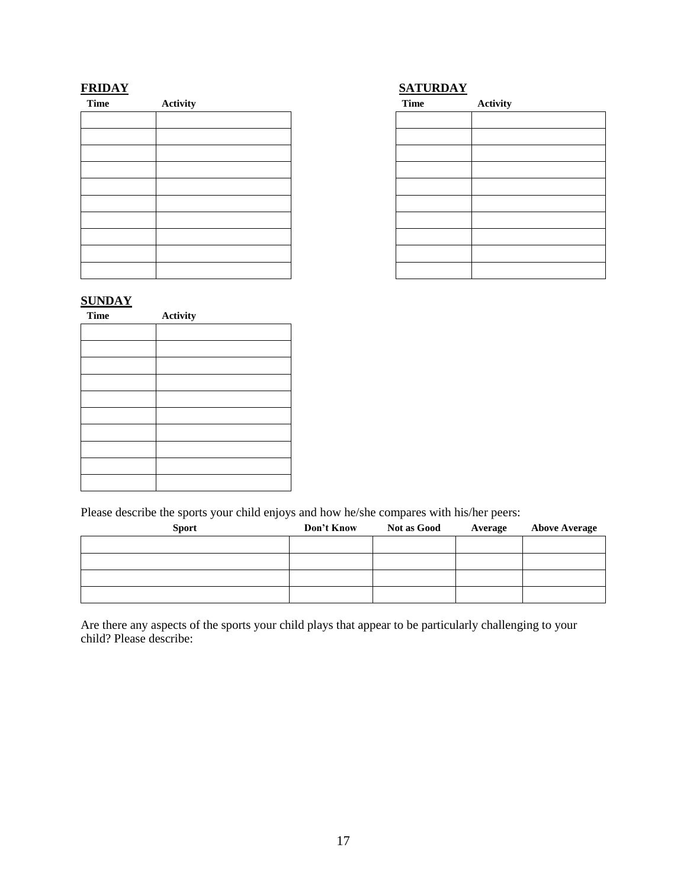**FRIDAY**

| Time | Activity |
|---|---|
| | |
| | |
| | |
| | |
| | |
| | |
| | |
| | |
| | |
| | |

**SATURDAY**

| Time | Activity |
|---|---|
| | |
| | |
| | |
| | |
| | |
| | |
| | |
| | |
| | |
| | |

**SUNDAY**

| Time | Activity |
|---|---|
| | |
| | |
| | |
| | |
| | |
| | |
| | |
| | |
| | |
| | |

Please describe the sports your child enjoys and how he/she compares with his/her peers:

| Sport | Don't Know | Not as Good | Average | Above Average |
|---|---|---|---|---|
| | | | | |
| | | | | |
| | | | | |
| | | | | |

Are there any aspects of the sports your child plays that appear to be particularly challenging to your child? Please describe: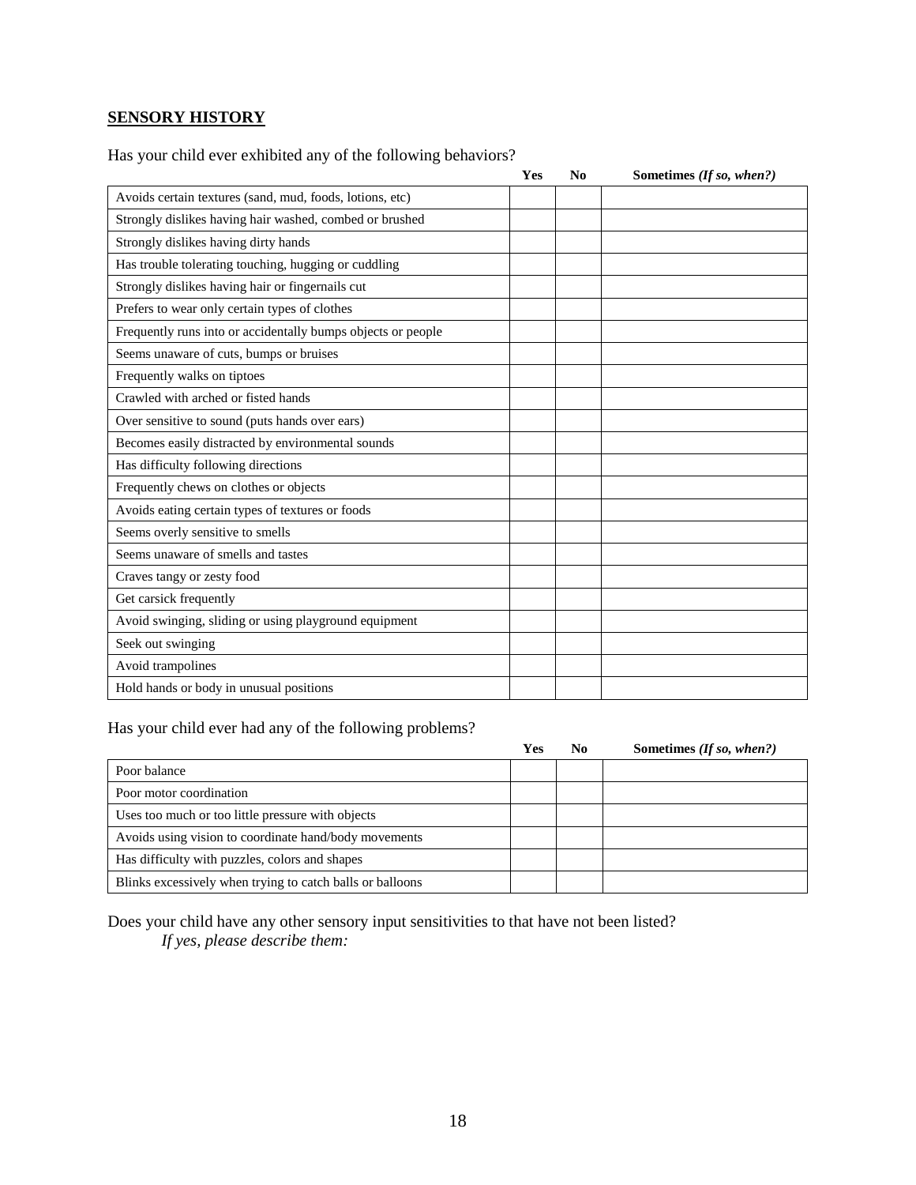**SENSORY HISTORY**

Has your child ever exhibited any of the following behaviors?

| | Yes | No | Sometimes *(If so, when?)* |
|---|---|---|---|
| Avoids certain textures (sand, mud, foods, lotions, etc) | | | |
| Strongly dislikes having hair washed, combed or brushed | | | |
| Strongly dislikes having dirty hands | | | |
| Has trouble tolerating touching, hugging or cuddling | | | |
| Strongly dislikes having hair or fingernails cut | | | |
| Prefers to wear only certain types of clothes | | | |
| Frequently runs into or accidentally bumps objects or people | | | |
| Seems unaware of cuts, bumps or bruises | | | |
| Frequently walks on tiptoes | | | |
| Crawled with arched or fisted hands | | | |
| Over sensitive to sound (puts hands over ears) | | | |
| Becomes easily distracted by environmental sounds | | | |
| Has difficulty following directions | | | |
| Frequently chews on clothes or objects | | | |
| Avoids eating certain types of textures or foods | | | |
| Seems overly sensitive to smells | | | |
| Seems unaware of smells and tastes | | | |
| Craves tangy or zesty food | | | |
| Get carsick frequently | | | |
| Avoid swinging, sliding or using playground equipment | | | |
| Seek out swinging | | | |
| Avoid trampolines | | | |
| Hold hands or body in unusual positions | | | |

Has your child ever had any of the following problems?

| | Yes | No | Sometimes *(If so, when?)* |
|---|---|---|---|
| Poor balance | | | |
| Poor motor coordination | | | |
| Uses too much or too little pressure with objects | | | |
| Avoids using vision to coordinate hand/body movements | | | |
| Has difficulty with puzzles, colors and shapes | | | |
| Blinks excessively when trying to catch balls or balloons | | | |

Does your child have any other sensory input sensitivities to that have not been listed?
*If yes, please describe them:*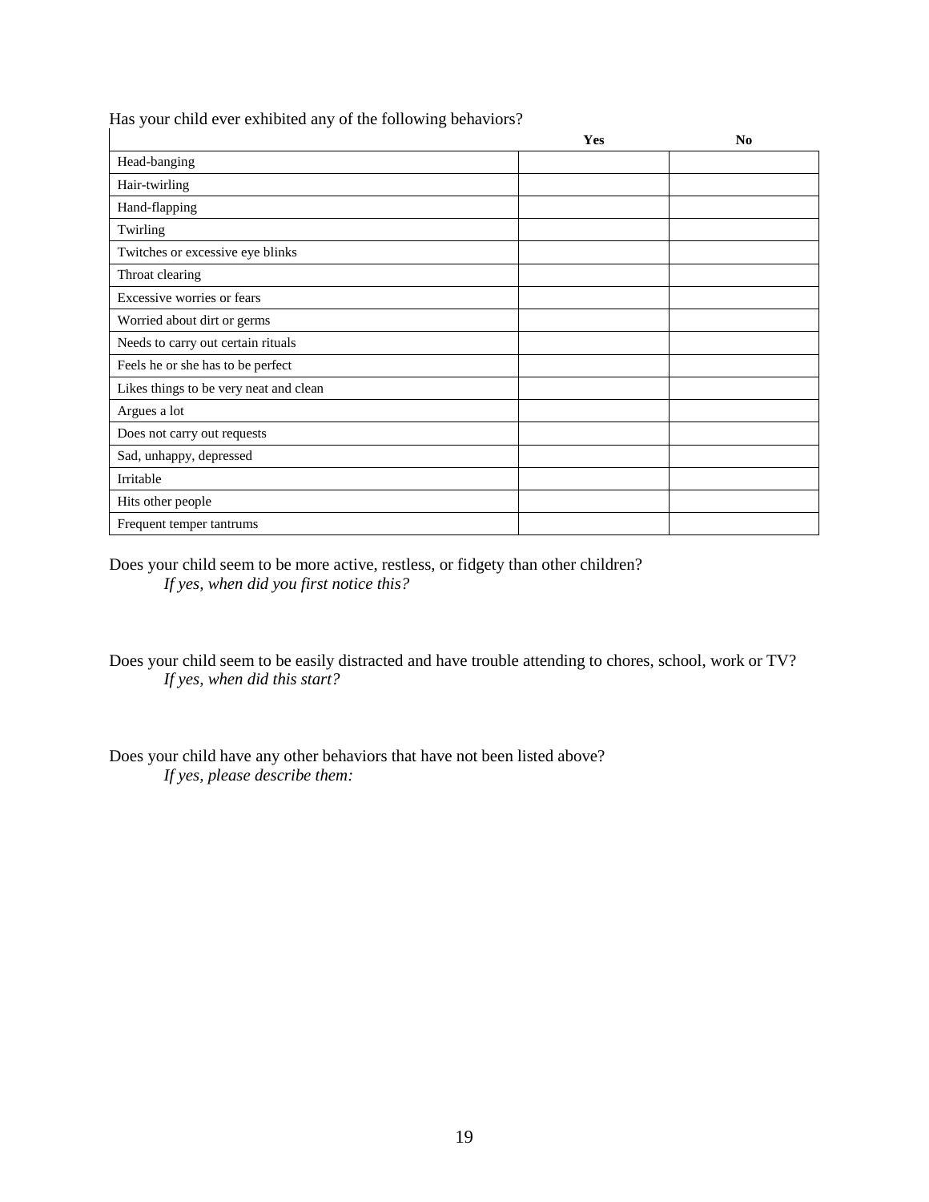Has your child ever exhibited any of the following behaviors?

| | Yes | No |
|---|---|---|
| Head-banging | | |
| Hair-twirling | | |
| Hand-flapping | | |
| Twirling | | |
| Twitches or excessive eye blinks | | |
| Throat clearing | | |
| Excessive worries or fears | | |
| Worried about dirt or germs | | |
| Needs to carry out certain rituals | | |
| Feels he or she has to be perfect | | |
| Likes things to be very neat and clean | | |
| Argues a lot | | |
| Does not carry out requests | | |
| Sad, unhappy, depressed | | |
| Irritable | | |
| Hits other people | | |
| Frequent temper tantrums | | |

Does your child seem to be more active, restless, or fidgety than other children?
*If yes, when did you first notice this?*

Does your child seem to be easily distracted and have trouble attending to chores, school, work or TV?
*If yes, when did this start?*

Does your child have any other behaviors that have not been listed above?
*If yes, please describe them:*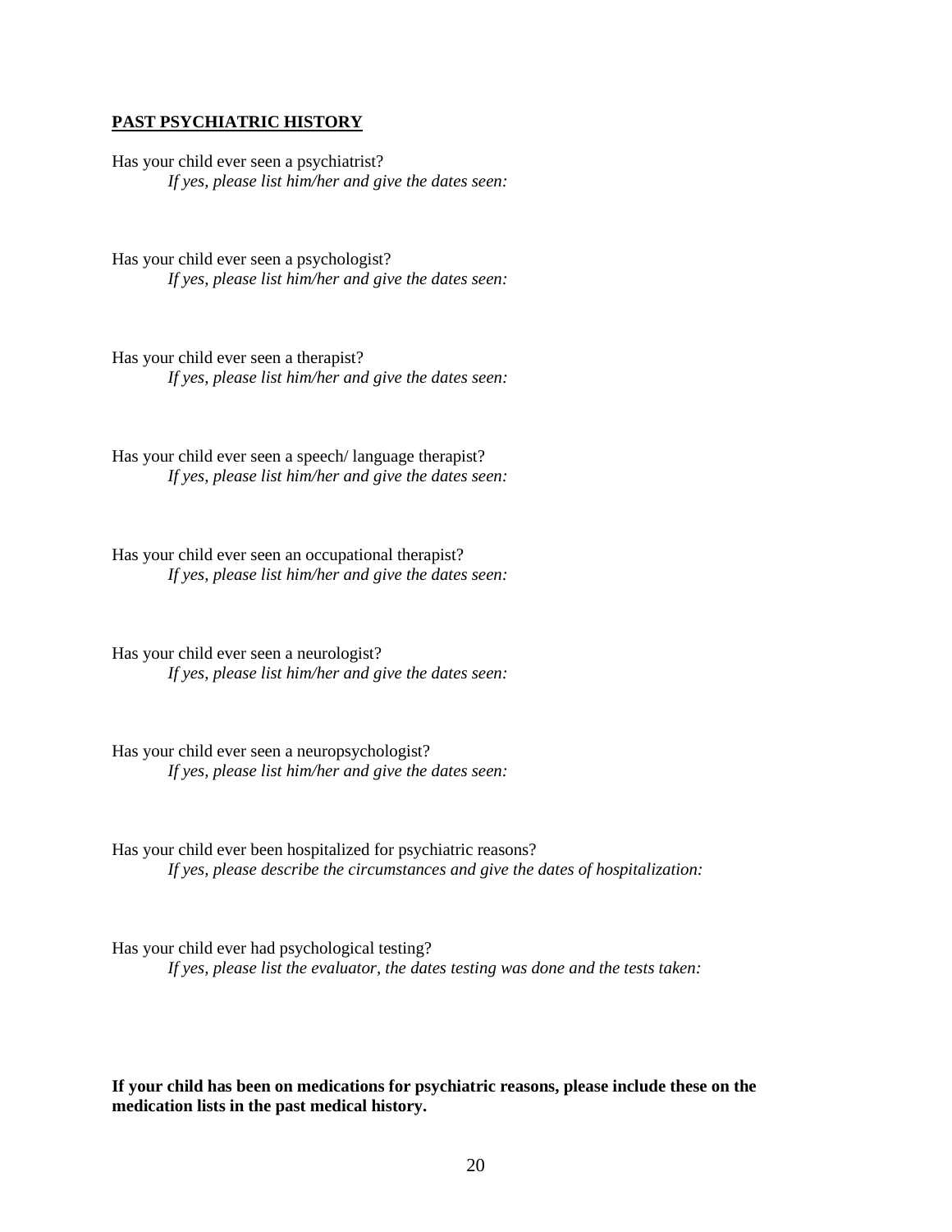**PAST PSYCHIATRIC HISTORY**

Has your child ever seen a psychiatrist?

*If yes, please list him/her and give the dates seen:*

Has your child ever seen a psychologist?

*If yes, please list him/her and give the dates seen:*

Has your child ever seen a therapist?

*If yes, please list him/her and give the dates seen:*

Has your child ever seen a speech/ language therapist?

*If yes, please list him/her and give the dates seen:*

Has your child ever seen an occupational therapist?

*If yes, please list him/her and give the dates seen:*

Has your child ever seen a neurologist?

*If yes, please list him/her and give the dates seen:*

Has your child ever seen a neuropsychologist?

*If yes, please list him/her and give the dates seen:*

Has your child ever been hospitalized for psychiatric reasons?

*If yes, please describe the circumstances and give the dates of hospitalization:*

Has your child ever had psychological testing?

*If yes, please list the evaluator, the dates testing was done and the tests taken:*

**If your child has been on medications for psychiatric reasons, please include these on the medication lists in the past medical history.**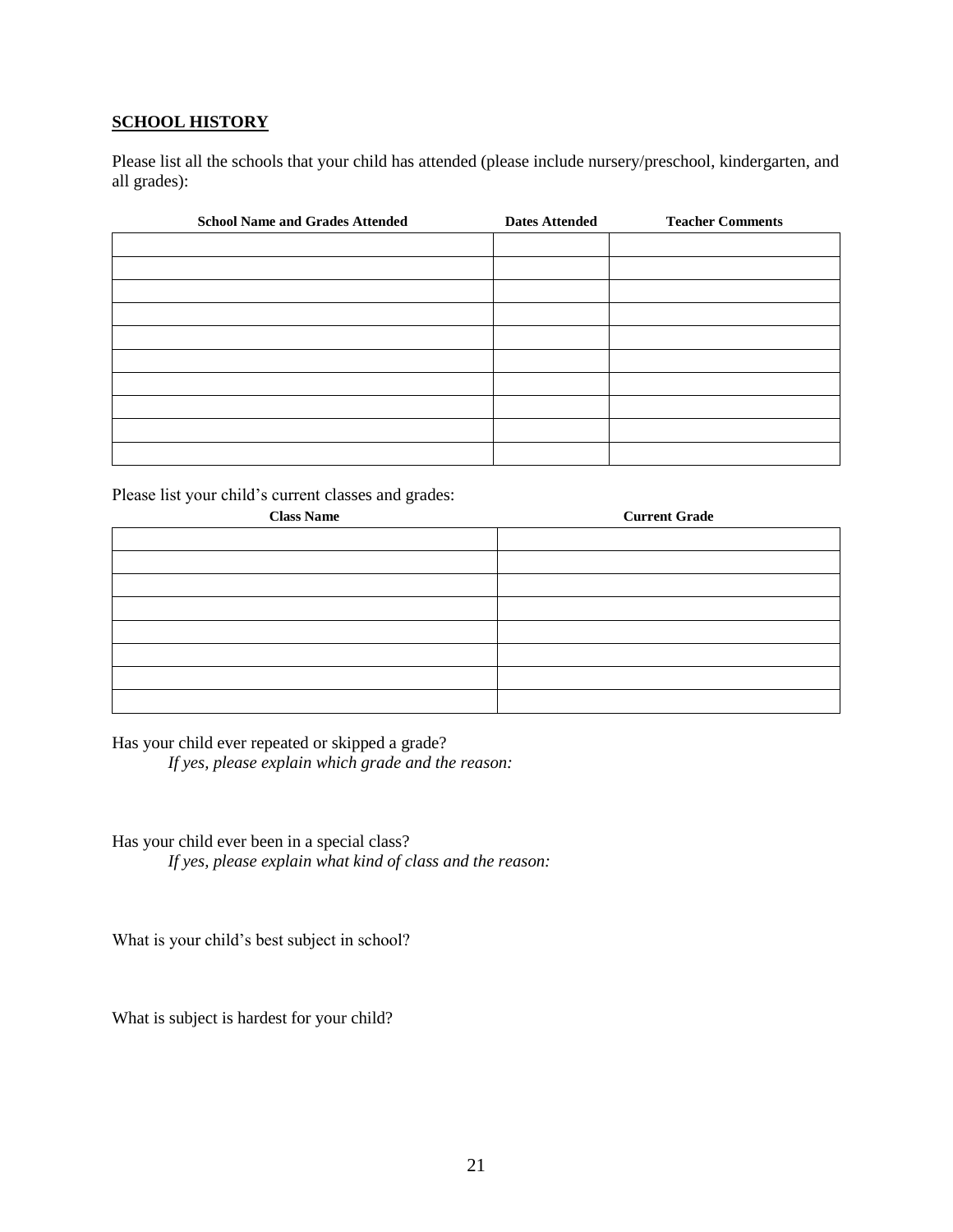**SCHOOL HISTORY**

Please list all the schools that your child has attended (please include nursery/preschool, kindergarten, and all grades):

| School Name and Grades Attended | Dates Attended | Teacher Comments |
|---|---|---|
| | | |
| | | |
| | | |
| | | |
| | | |
| | | |
| | | |
| | | |
| | | |
| | | |

Please list your child's current classes and grades:

| Class Name | Current Grade |
|---|---|
| | |
| | |
| | |
| | |
| | |
| | |
| | |
| | |

Has your child ever repeated or skipped a grade?

*If yes, please explain which grade and the reason:*

Has your child ever been in a special class?

*If yes, please explain what kind of class and the reason:*

What is your child's best subject in school?

What is subject is hardest for your child?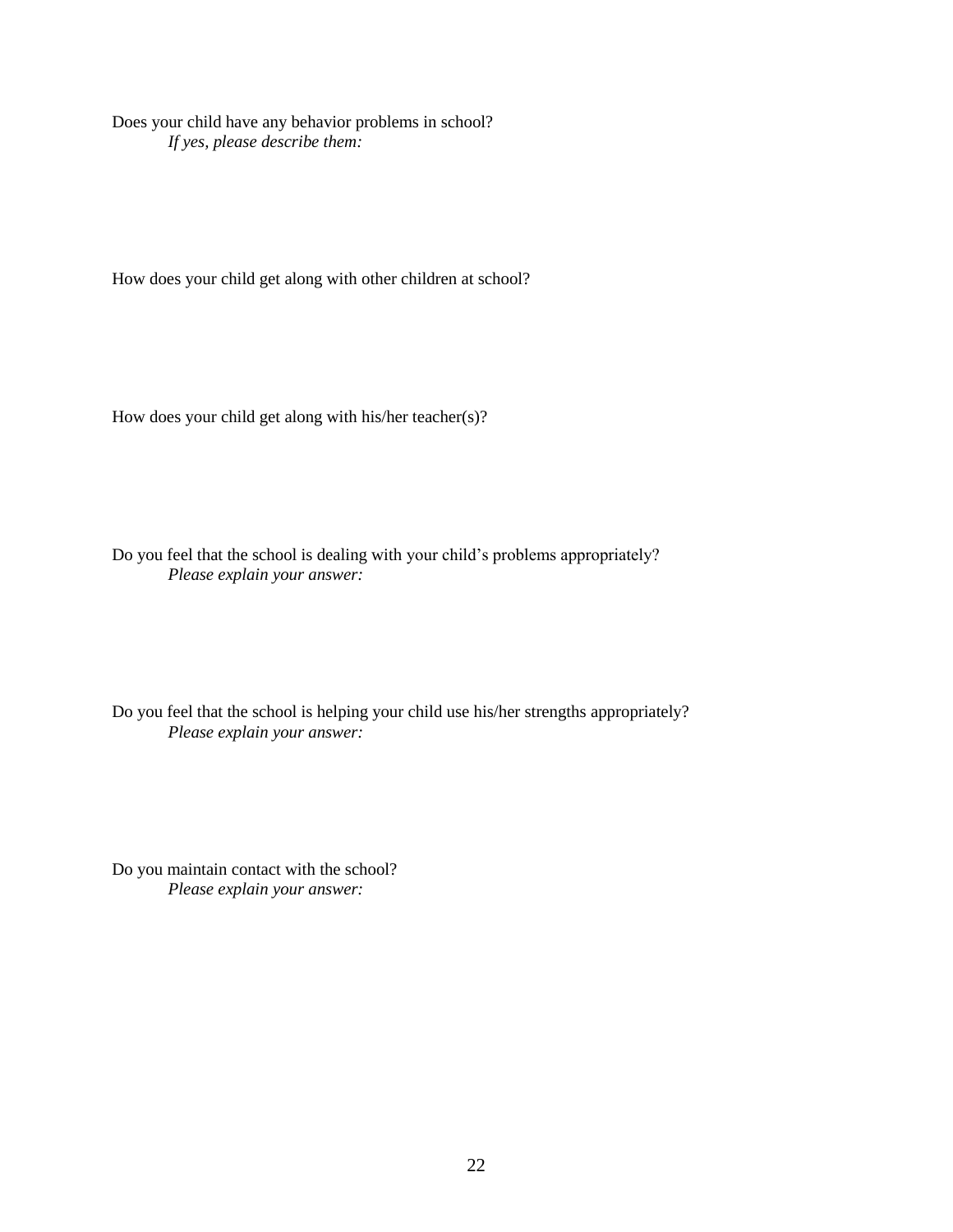Does your child have any behavior problems in school?

*If yes, please describe them:*

How does your child get along with other children at school?

How does your child get along with his/her teacher(s)?

Do you feel that the school is dealing with your child's problems appropriately?

*Please explain your answer:*

Do you feel that the school is helping your child use his/her strengths appropriately?

*Please explain your answer:*

Do you maintain contact with the school?

*Please explain your answer:*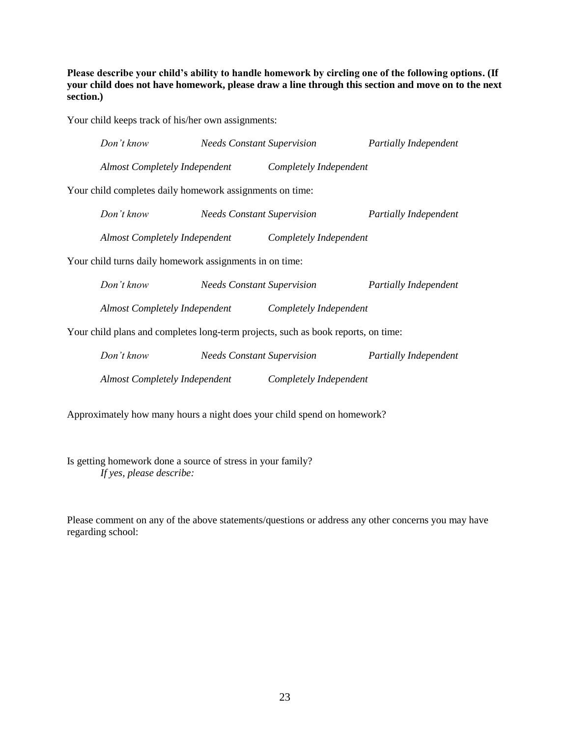**Please describe your child's ability to handle homework by circling one of the following options. (If your child does not have homework, please draw a line through this section and move on to the next section.)**

Your child keeps track of his/her own assignments:

*Don't know* *Needs Constant Supervision* *Partially Independent*

*Almost Completely Independent* *Completely Independent*

Your child completes daily homework assignments on time:

*Don't know* *Needs Constant Supervision* *Partially Independent*

*Almost Completely Independent* *Completely Independent*

Your child turns daily homework assignments in on time:

*Don't know* *Needs Constant Supervision* *Partially Independent*

*Almost Completely Independent* *Completely Independent*

Your child plans and completes long-term projects, such as book reports, on time:

*Don't know* *Needs Constant Supervision* *Partially Independent*

*Almost Completely Independent* *Completely Independent*

Approximately how many hours a night does your child spend on homework?

Is getting homework done a source of stress in your family?
*If yes, please describe:*

Please comment on any of the above statements/questions or address any other concerns you may have regarding school: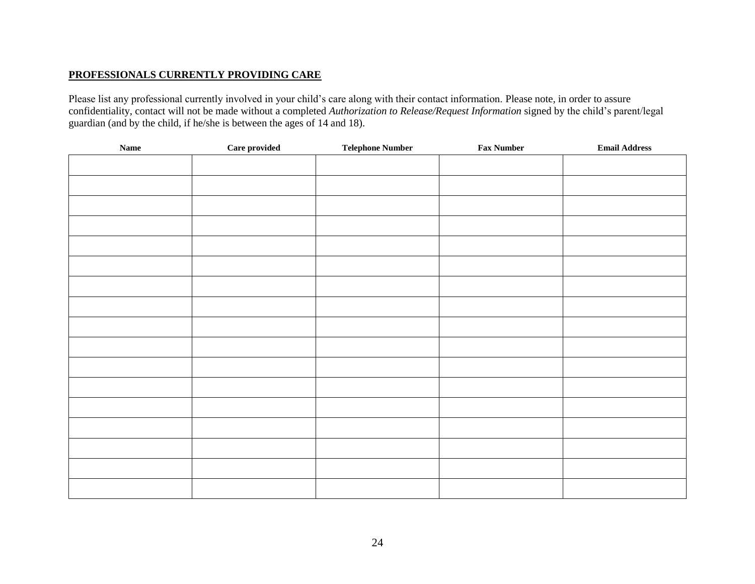**PROFESSIONALS CURRENTLY PROVIDING CARE**

Please list any professional currently involved in your child's care along with their contact information. Please note, in order to assure confidentiality, contact will not be made without a completed *Authorization to Release/Request Information* signed by the child's parent/legal guardian (and by the child, if he/she is between the ages of 14 and 18).

| Name | Care provided | Telephone Number | Fax Number | Email Address |
|---|---|---|---|---|
| | | | | |
| | | | | |
| | | | | |
| | | | | |
| | | | | |
| | | | | |
| | | | | |
| | | | | |
| | | | | |
| | | | | |
| | | | | |
| | | | | |
| | | | | |
| | | | | |
| | | | | |
| | | | | |
| | | | | |